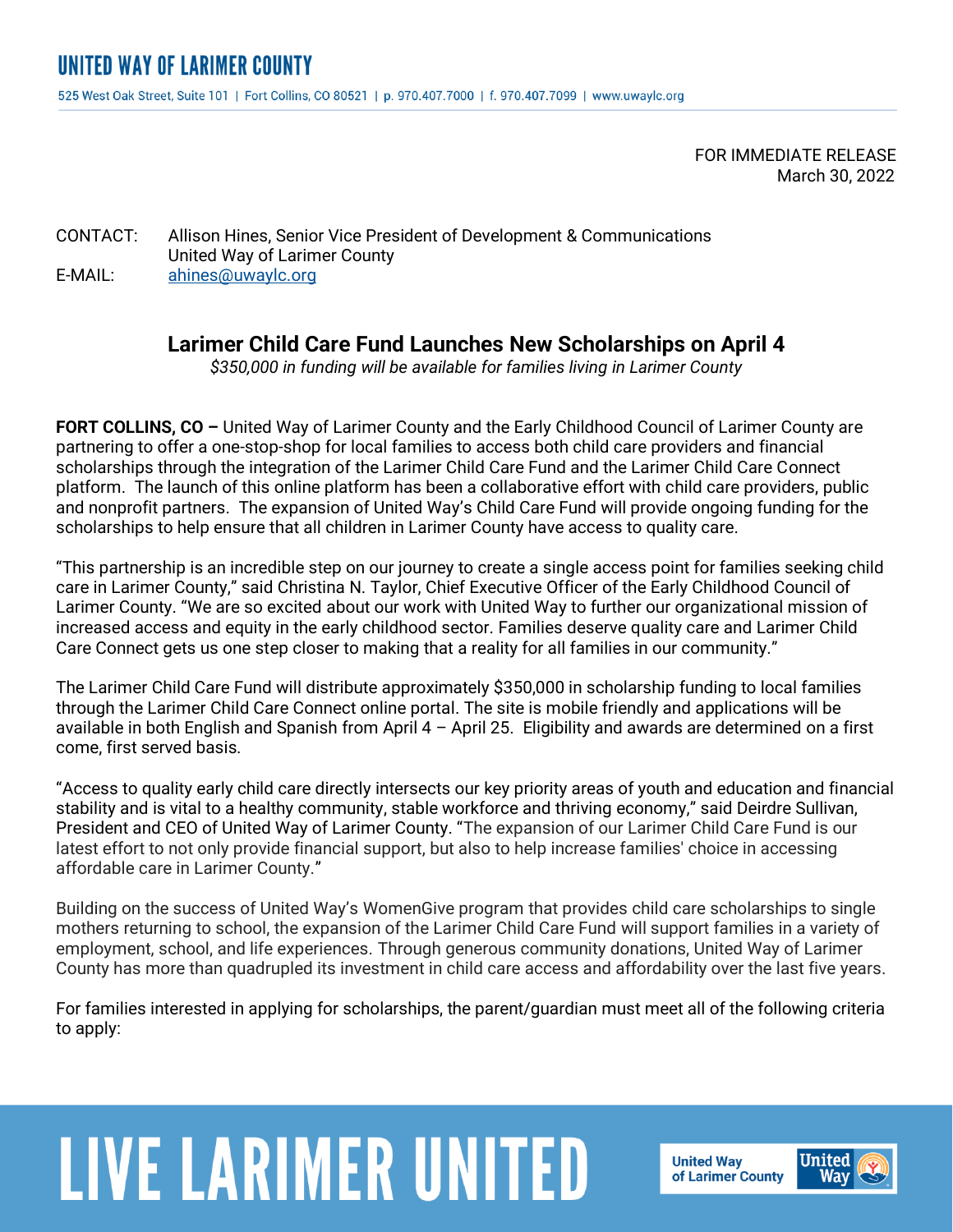# UNITED WAY OF LARIMER COUNTY

525 West Oak Street, Suite 101 | Fort Collins, CO 80521 | p. 970.407.7000 | f. 970.407.7099 | www.uwaylc.org

FOR IMMEDIATE RELEASE
March 30, 2022

CONTACT: Allison Hines, Senior Vice President of Development & Communications
United Way of Larimer County
E-MAIL: ahines@uwaylc.org

## Larimer Child Care Fund Launches New Scholarships on April 4

*$350,000 in funding will be available for families living in Larimer County*

**FORT COLLINS, CO –** United Way of Larimer County and the Early Childhood Council of Larimer County are partnering to offer a one-stop-shop for local families to access both child care providers and financial scholarships through the integration of the Larimer Child Care Fund and the Larimer Child Care Connect platform. The launch of this online platform has been a collaborative effort with child care providers, public and nonprofit partners. The expansion of United Way's Child Care Fund will provide ongoing funding for the scholarships to help ensure that all children in Larimer County have access to quality care.

"This partnership is an incredible step on our journey to create a single access point for families seeking child care in Larimer County," said Christina N. Taylor, Chief Executive Officer of the Early Childhood Council of Larimer County. "We are so excited about our work with United Way to further our organizational mission of increased access and equity in the early childhood sector. Families deserve quality care and Larimer Child Care Connect gets us one step closer to making that a reality for all families in our community."

The Larimer Child Care Fund will distribute approximately $350,000 in scholarship funding to local families through the Larimer Child Care Connect online portal. The site is mobile friendly and applications will be available in both English and Spanish from April 4 – April 25. Eligibility and awards are determined on a first come, first served basis.

"Access to quality early child care directly intersects our key priority areas of youth and education and financial stability and is vital to a healthy community, stable workforce and thriving economy," said Deirdre Sullivan, President and CEO of United Way of Larimer County. "The expansion of our Larimer Child Care Fund is our latest effort to not only provide financial support, but also to help increase families' choice in accessing affordable care in Larimer County."

Building on the success of United Way's WomenGive program that provides child care scholarships to single mothers returning to school, the expansion of the Larimer Child Care Fund will support families in a variety of employment, school, and life experiences. Through generous community donations, United Way of Larimer County has more than quadrupled its investment in child care access and affordability over the last five years.

For families interested in applying for scholarships, the parent/guardian must meet all of the following criteria to apply: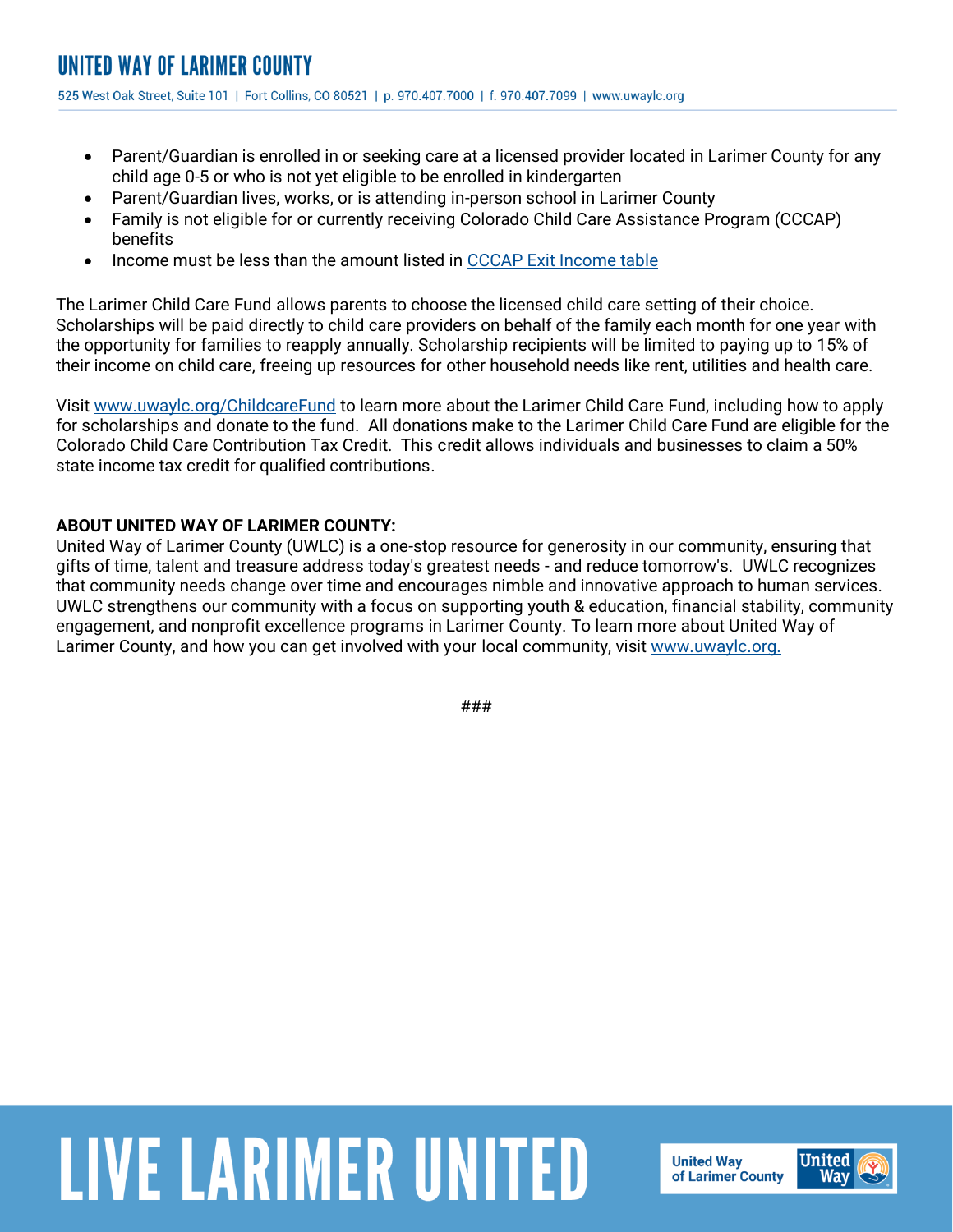- Parent/Guardian is enrolled in or seeking care at a licensed provider located in Larimer County for any child age 0-5 or who is not yet eligible to be enrolled in kindergarten
- Parent/Guardian lives, works, or is attending in-person school in Larimer County
- Family is not eligible for or currently receiving Colorado Child Care Assistance Program (CCCAP) benefits
- Income must be less than the amount listed in CCCAP Exit Income table

The Larimer Child Care Fund allows parents to choose the licensed child care setting of their choice. Scholarships will be paid directly to child care providers on behalf of the family each month for one year with the opportunity for families to reapply annually. Scholarship recipients will be limited to paying up to 15% of their income on child care, freeing up resources for other household needs like rent, utilities and health care.

Visit www.uwaylc.org/ChildcareFund to learn more about the Larimer Child Care Fund, including how to apply for scholarships and donate to the fund. All donations make to the Larimer Child Care Fund are eligible for the Colorado Child Care Contribution Tax Credit. This credit allows individuals and businesses to claim a 50% state income tax credit for qualified contributions.

**ABOUT UNITED WAY OF LARIMER COUNTY:**
United Way of Larimer County (UWLC) is a one-stop resource for generosity in our community, ensuring that gifts of time, talent and treasure address today's greatest needs - and reduce tomorrow's. UWLC recognizes that community needs change over time and encourages nimble and innovative approach to human services. UWLC strengthens our community with a focus on supporting youth & education, financial stability, community engagement, and nonprofit excellence programs in Larimer County. To learn more about United Way of Larimer County, and how you can get involved with your local community, visit www.uwaylc.org.

###